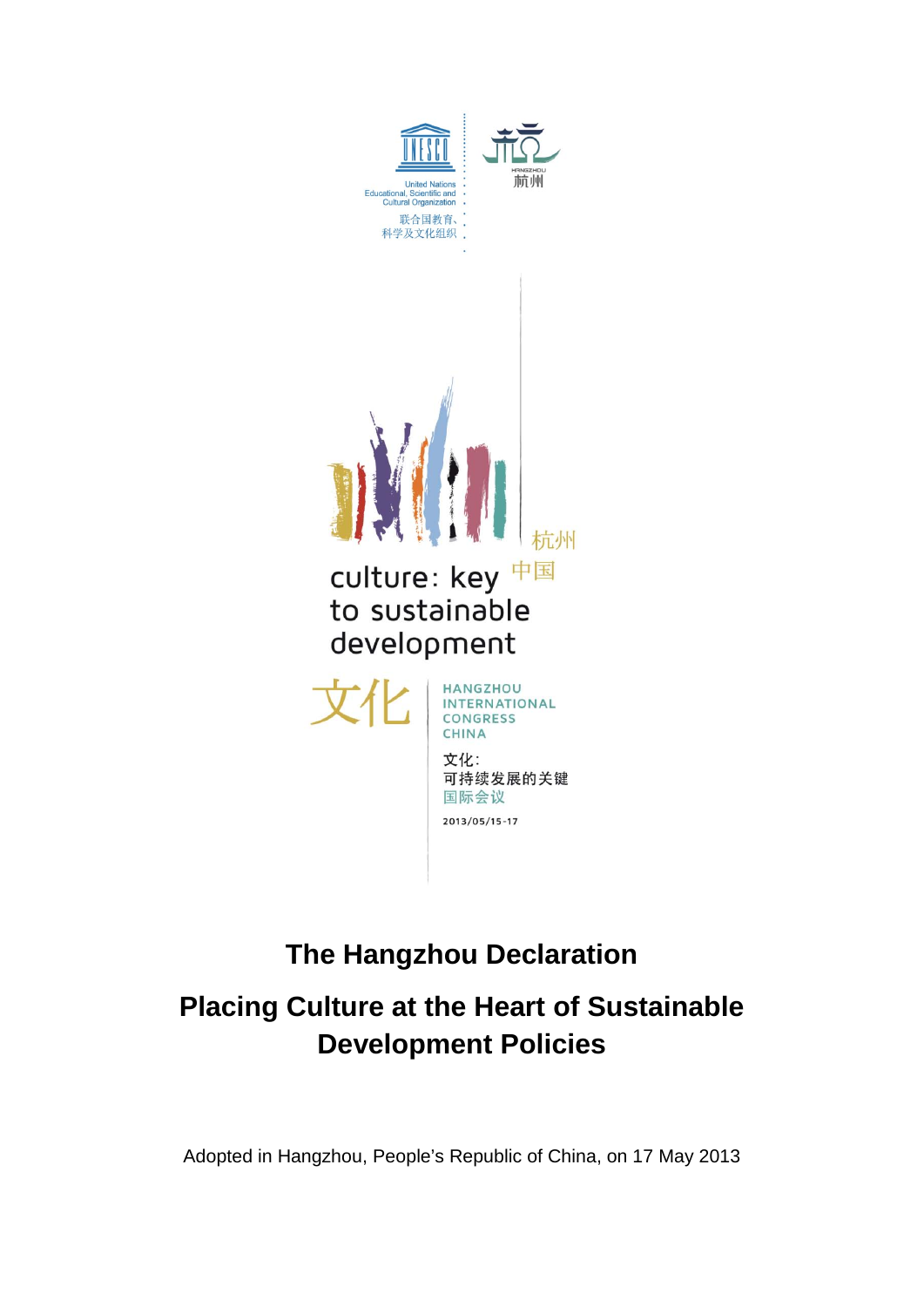United Nations Educational, Scientific and Cultural Organization

联合国教育、科学及文化组织

杭州

culture: key to sustainable development

杭州 中国

文化

HANGZHOU INTERNATIONAL CONGRESS CHINA

文化:
可持续发展的关键
国际会议

2013/05/15-17

# The Hangzhou Declaration

## Placing Culture at the Heart of Sustainable Development Policies

Adopted in Hangzhou, People's Republic of China, on 17 May 2013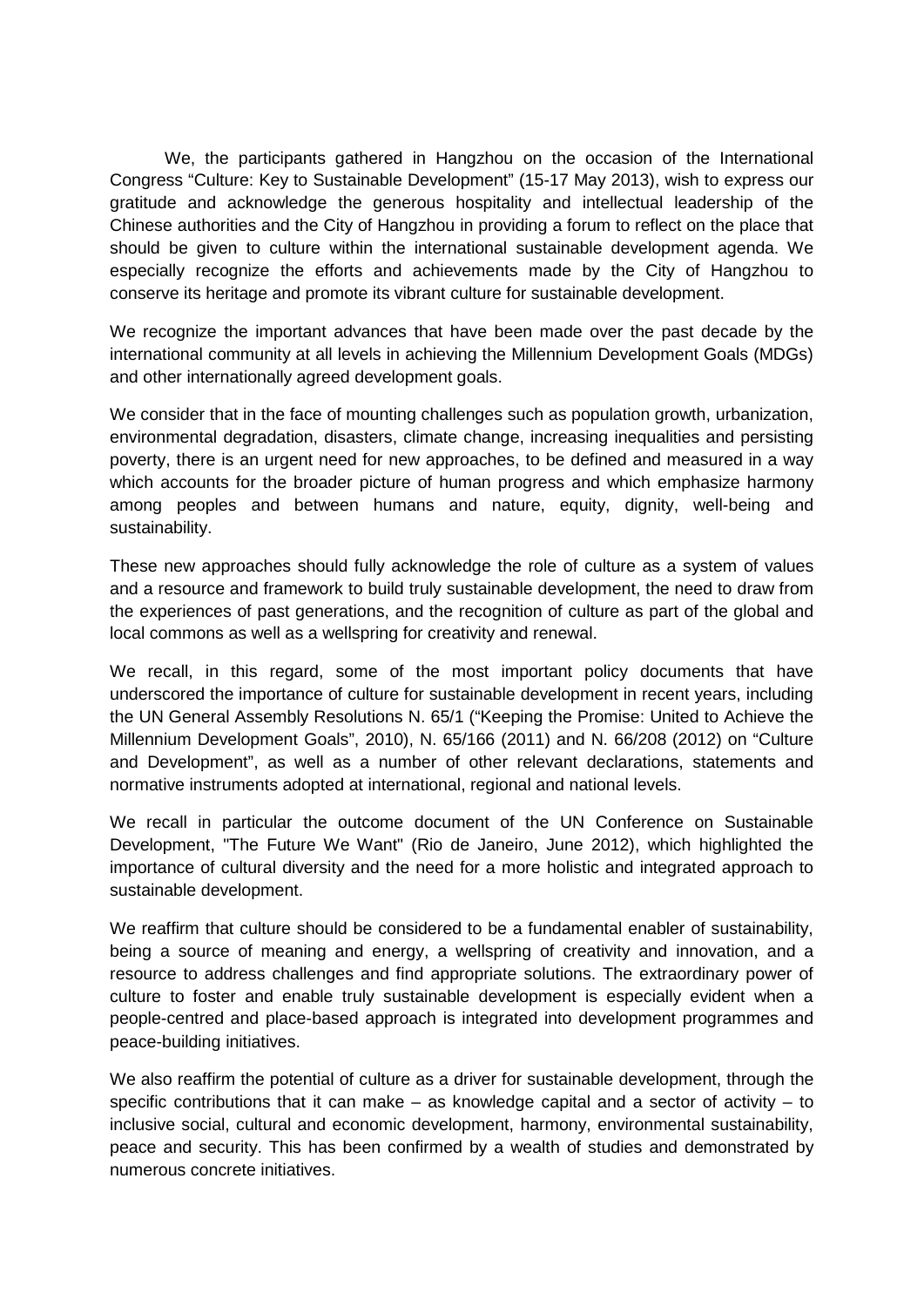We, the participants gathered in Hangzhou on the occasion of the International Congress "Culture: Key to Sustainable Development" (15-17 May 2013), wish to express our gratitude and acknowledge the generous hospitality and intellectual leadership of the Chinese authorities and the City of Hangzhou in providing a forum to reflect on the place that should be given to culture within the international sustainable development agenda. We especially recognize the efforts and achievements made by the City of Hangzhou to conserve its heritage and promote its vibrant culture for sustainable development.

We recognize the important advances that have been made over the past decade by the international community at all levels in achieving the Millennium Development Goals (MDGs) and other internationally agreed development goals.

We consider that in the face of mounting challenges such as population growth, urbanization, environmental degradation, disasters, climate change, increasing inequalities and persisting poverty, there is an urgent need for new approaches, to be defined and measured in a way which accounts for the broader picture of human progress and which emphasize harmony among peoples and between humans and nature, equity, dignity, well-being and sustainability.

These new approaches should fully acknowledge the role of culture as a system of values and a resource and framework to build truly sustainable development, the need to draw from the experiences of past generations, and the recognition of culture as part of the global and local commons as well as a wellspring for creativity and renewal.

We recall, in this regard, some of the most important policy documents that have underscored the importance of culture for sustainable development in recent years, including the UN General Assembly Resolutions N. 65/1 ("Keeping the Promise: United to Achieve the Millennium Development Goals", 2010), N. 65/166 (2011) and N. 66/208 (2012) on "Culture and Development", as well as a number of other relevant declarations, statements and normative instruments adopted at international, regional and national levels.

We recall in particular the outcome document of the UN Conference on Sustainable Development, "The Future We Want" (Rio de Janeiro, June 2012), which highlighted the importance of cultural diversity and the need for a more holistic and integrated approach to sustainable development.

We reaffirm that culture should be considered to be a fundamental enabler of sustainability, being a source of meaning and energy, a wellspring of creativity and innovation, and a resource to address challenges and find appropriate solutions. The extraordinary power of culture to foster and enable truly sustainable development is especially evident when a people-centred and place-based approach is integrated into development programmes and peace-building initiatives.

We also reaffirm the potential of culture as a driver for sustainable development, through the specific contributions that it can make – as knowledge capital and a sector of activity – to inclusive social, cultural and economic development, harmony, environmental sustainability, peace and security. This has been confirmed by a wealth of studies and demonstrated by numerous concrete initiatives.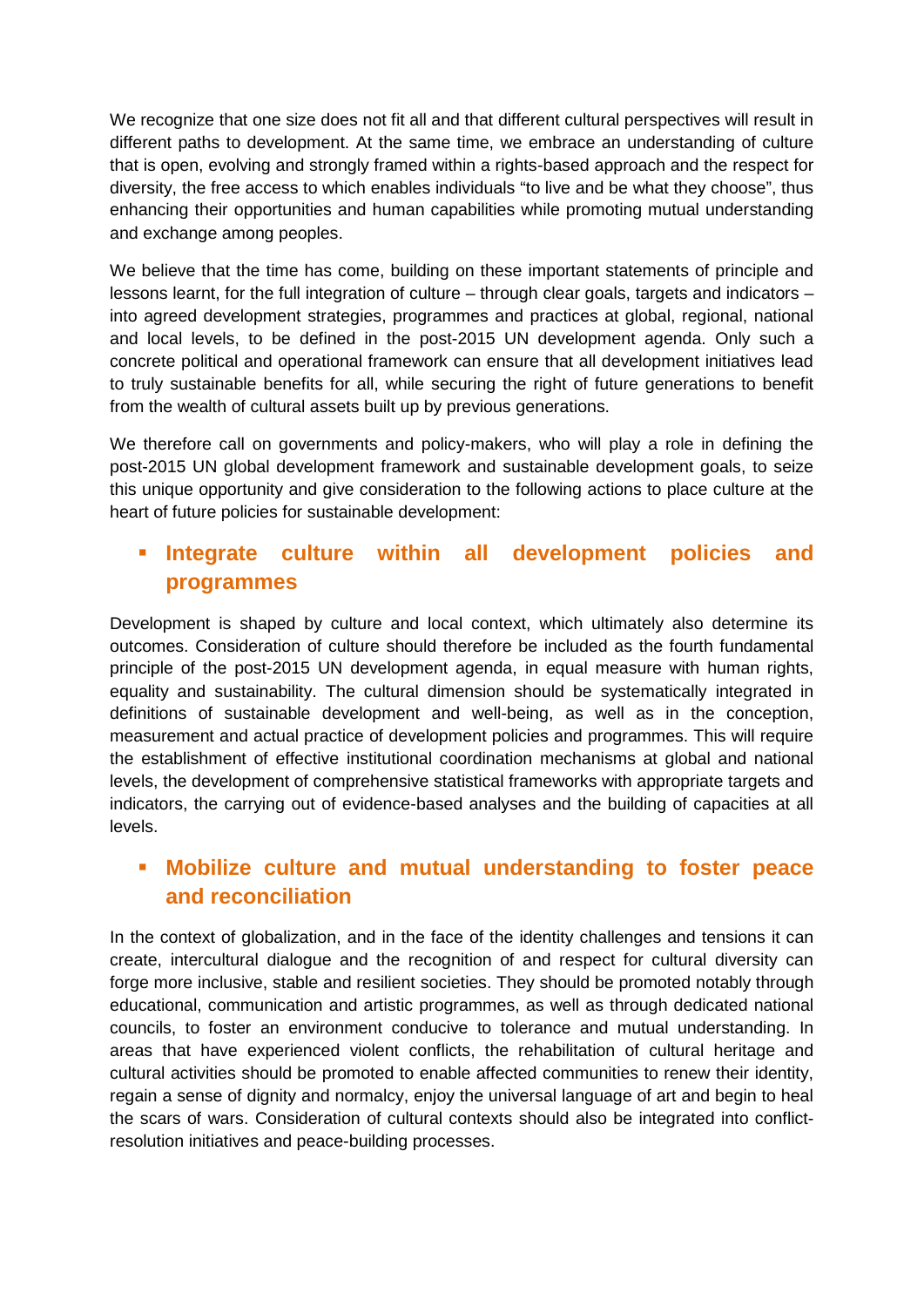We recognize that one size does not fit all and that different cultural perspectives will result in different paths to development. At the same time, we embrace an understanding of culture that is open, evolving and strongly framed within a rights-based approach and the respect for diversity, the free access to which enables individuals “to live and be what they choose”, thus enhancing their opportunities and human capabilities while promoting mutual understanding and exchange among peoples.

We believe that the time has come, building on these important statements of principle and lessons learnt, for the full integration of culture – through clear goals, targets and indicators – into agreed development strategies, programmes and practices at global, regional, national and local levels, to be defined in the post-2015 UN development agenda. Only such a concrete political and operational framework can ensure that all development initiatives lead to truly sustainable benefits for all, while securing the right of future generations to benefit from the wealth of cultural assets built up by previous generations.

We therefore call on governments and policy-makers, who will play a role in defining the post-2015 UN global development framework and sustainable development goals, to seize this unique opportunity and give consideration to the following actions to place culture at the heart of future policies for sustainable development:

## Integrate culture within all development policies and programmes

Development is shaped by culture and local context, which ultimately also determine its outcomes. Consideration of culture should therefore be included as the fourth fundamental principle of the post-2015 UN development agenda, in equal measure with human rights, equality and sustainability. The cultural dimension should be systematically integrated in definitions of sustainable development and well-being, as well as in the conception, measurement and actual practice of development policies and programmes. This will require the establishment of effective institutional coordination mechanisms at global and national levels, the development of comprehensive statistical frameworks with appropriate targets and indicators, the carrying out of evidence-based analyses and the building of capacities at all levels.

## Mobilize culture and mutual understanding to foster peace and reconciliation

In the context of globalization, and in the face of the identity challenges and tensions it can create, intercultural dialogue and the recognition of and respect for cultural diversity can forge more inclusive, stable and resilient societies. They should be promoted notably through educational, communication and artistic programmes, as well as through dedicated national councils, to foster an environment conducive to tolerance and mutual understanding. In areas that have experienced violent conflicts, the rehabilitation of cultural heritage and cultural activities should be promoted to enable affected communities to renew their identity, regain a sense of dignity and normalcy, enjoy the universal language of art and begin to heal the scars of wars. Consideration of cultural contexts should also be integrated into conflict-resolution initiatives and peace-building processes.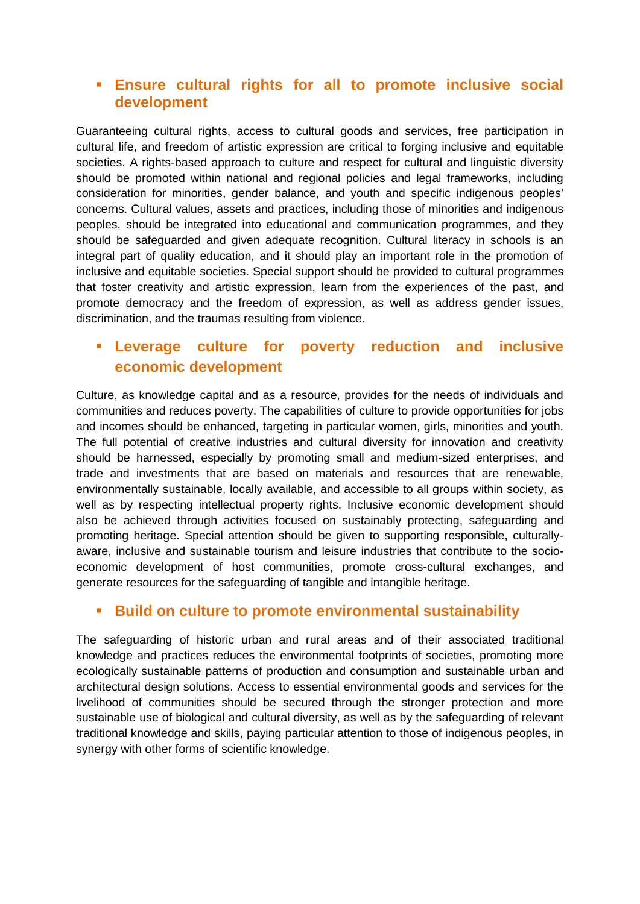- **Ensure cultural rights for all to promote inclusive social development**

Guaranteeing cultural rights, access to cultural goods and services, free participation in cultural life, and freedom of artistic expression are critical to forging inclusive and equitable societies. A rights-based approach to culture and respect for cultural and linguistic diversity should be promoted within national and regional policies and legal frameworks, including consideration for minorities, gender balance, and youth and specific indigenous peoples' concerns. Cultural values, assets and practices, including those of minorities and indigenous peoples, should be integrated into educational and communication programmes, and they should be safeguarded and given adequate recognition. Cultural literacy in schools is an integral part of quality education, and it should play an important role in the promotion of inclusive and equitable societies. Special support should be provided to cultural programmes that foster creativity and artistic expression, learn from the experiences of the past, and promote democracy and the freedom of expression, as well as address gender issues, discrimination, and the traumas resulting from violence.

- **Leverage culture for poverty reduction and inclusive economic development**

Culture, as knowledge capital and as a resource, provides for the needs of individuals and communities and reduces poverty. The capabilities of culture to provide opportunities for jobs and incomes should be enhanced, targeting in particular women, girls, minorities and youth. The full potential of creative industries and cultural diversity for innovation and creativity should be harnessed, especially by promoting small and medium-sized enterprises, and trade and investments that are based on materials and resources that are renewable, environmentally sustainable, locally available, and accessible to all groups within society, as well as by respecting intellectual property rights. Inclusive economic development should also be achieved through activities focused on sustainably protecting, safeguarding and promoting heritage. Special attention should be given to supporting responsible, culturally-aware, inclusive and sustainable tourism and leisure industries that contribute to the socio-economic development of host communities, promote cross-cultural exchanges, and generate resources for the safeguarding of tangible and intangible heritage.

- **Build on culture to promote environmental sustainability**

The safeguarding of historic urban and rural areas and of their associated traditional knowledge and practices reduces the environmental footprints of societies, promoting more ecologically sustainable patterns of production and consumption and sustainable urban and architectural design solutions. Access to essential environmental goods and services for the livelihood of communities should be secured through the stronger protection and more sustainable use of biological and cultural diversity, as well as by the safeguarding of relevant traditional knowledge and skills, paying particular attention to those of indigenous peoples, in synergy with other forms of scientific knowledge.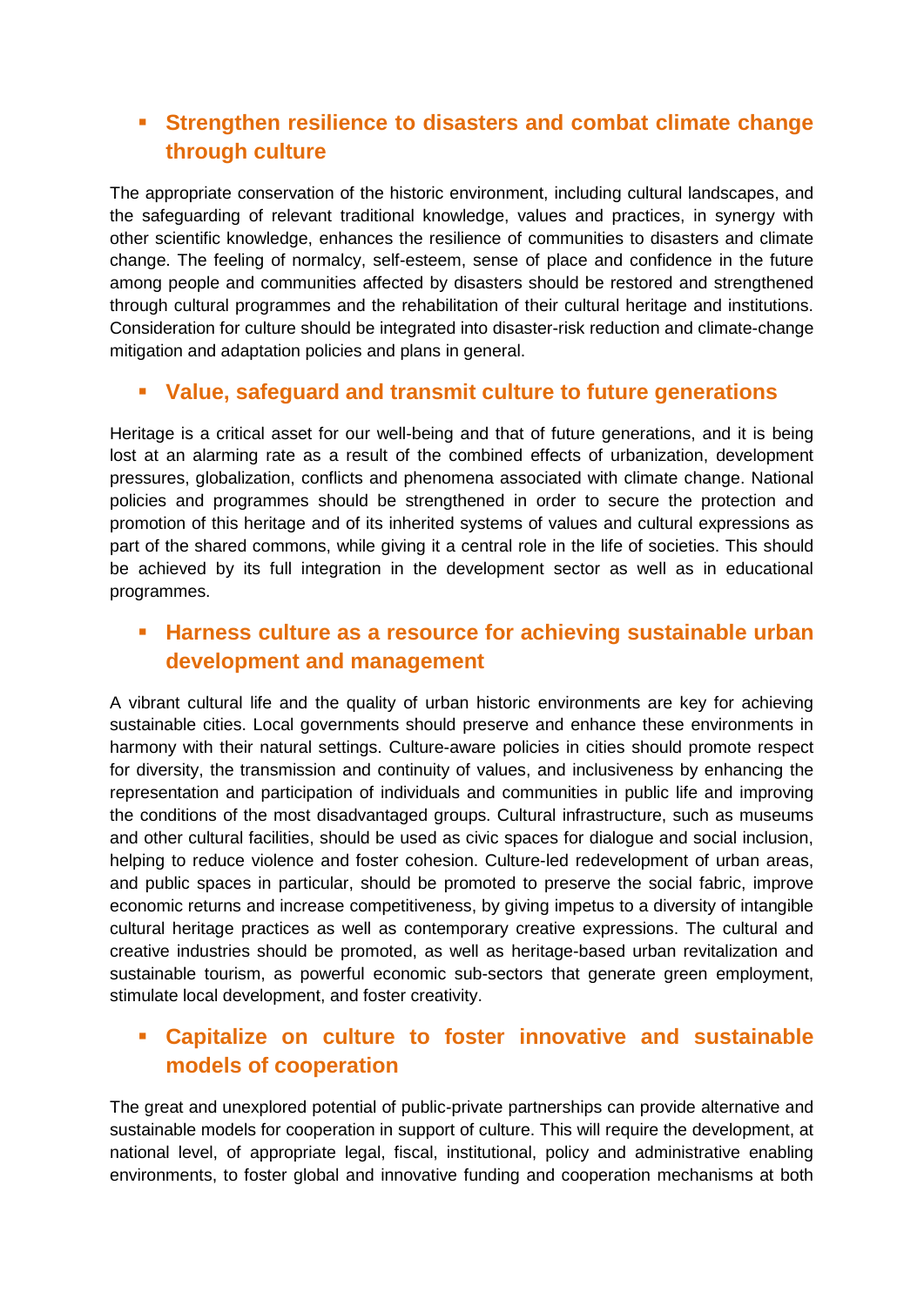- **Strengthen resilience to disasters and combat climate change through culture**

The appropriate conservation of the historic environment, including cultural landscapes, and the safeguarding of relevant traditional knowledge, values and practices, in synergy with other scientific knowledge, enhances the resilience of communities to disasters and climate change. The feeling of normalcy, self-esteem, sense of place and confidence in the future among people and communities affected by disasters should be restored and strengthened through cultural programmes and the rehabilitation of their cultural heritage and institutions. Consideration for culture should be integrated into disaster-risk reduction and climate-change mitigation and adaptation policies and plans in general.

- **Value, safeguard and transmit culture to future generations**

Heritage is a critical asset for our well-being and that of future generations, and it is being lost at an alarming rate as a result of the combined effects of urbanization, development pressures, globalization, conflicts and phenomena associated with climate change. National policies and programmes should be strengthened in order to secure the protection and promotion of this heritage and of its inherited systems of values and cultural expressions as part of the shared commons, while giving it a central role in the life of societies. This should be achieved by its full integration in the development sector as well as in educational programmes.

- **Harness culture as a resource for achieving sustainable urban development and management**

A vibrant cultural life and the quality of urban historic environments are key for achieving sustainable cities. Local governments should preserve and enhance these environments in harmony with their natural settings. Culture-aware policies in cities should promote respect for diversity, the transmission and continuity of values, and inclusiveness by enhancing the representation and participation of individuals and communities in public life and improving the conditions of the most disadvantaged groups. Cultural infrastructure, such as museums and other cultural facilities, should be used as civic spaces for dialogue and social inclusion, helping to reduce violence and foster cohesion. Culture-led redevelopment of urban areas, and public spaces in particular, should be promoted to preserve the social fabric, improve economic returns and increase competitiveness, by giving impetus to a diversity of intangible cultural heritage practices as well as contemporary creative expressions. The cultural and creative industries should be promoted, as well as heritage-based urban revitalization and sustainable tourism, as powerful economic sub-sectors that generate green employment, stimulate local development, and foster creativity.

- **Capitalize on culture to foster innovative and sustainable models of cooperation**

The great and unexplored potential of public-private partnerships can provide alternative and sustainable models for cooperation in support of culture. This will require the development, at national level, of appropriate legal, fiscal, institutional, policy and administrative enabling environments, to foster global and innovative funding and cooperation mechanisms at both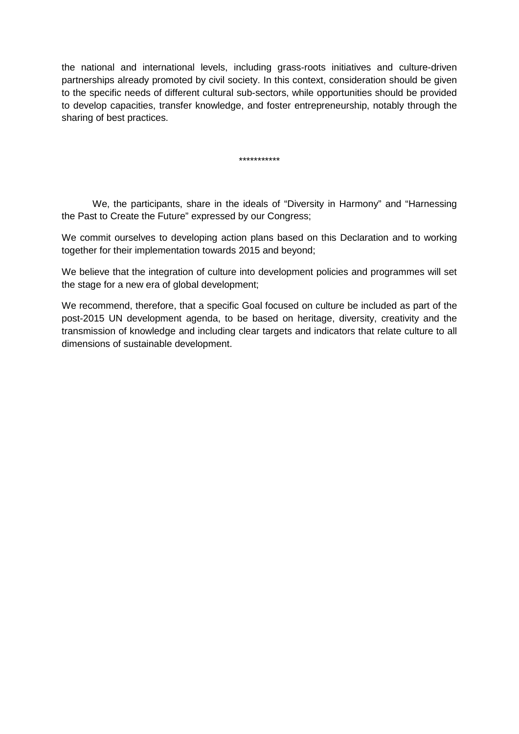the national and international levels, including grass-roots initiatives and culture-driven partnerships already promoted by civil society. In this context, consideration should be given to the specific needs of different cultural sub-sectors, while opportunities should be provided to develop capacities, transfer knowledge, and foster entrepreneurship, notably through the sharing of best practices.

***********

We, the participants, share in the ideals of “Diversity in Harmony” and “Harnessing the Past to Create the Future” expressed by our Congress;

We commit ourselves to developing action plans based on this Declaration and to working together for their implementation towards 2015 and beyond;

We believe that the integration of culture into development policies and programmes will set the stage for a new era of global development;

We recommend, therefore, that a specific Goal focused on culture be included as part of the post-2015 UN development agenda, to be based on heritage, diversity, creativity and the transmission of knowledge and including clear targets and indicators that relate culture to all dimensions of sustainable development.